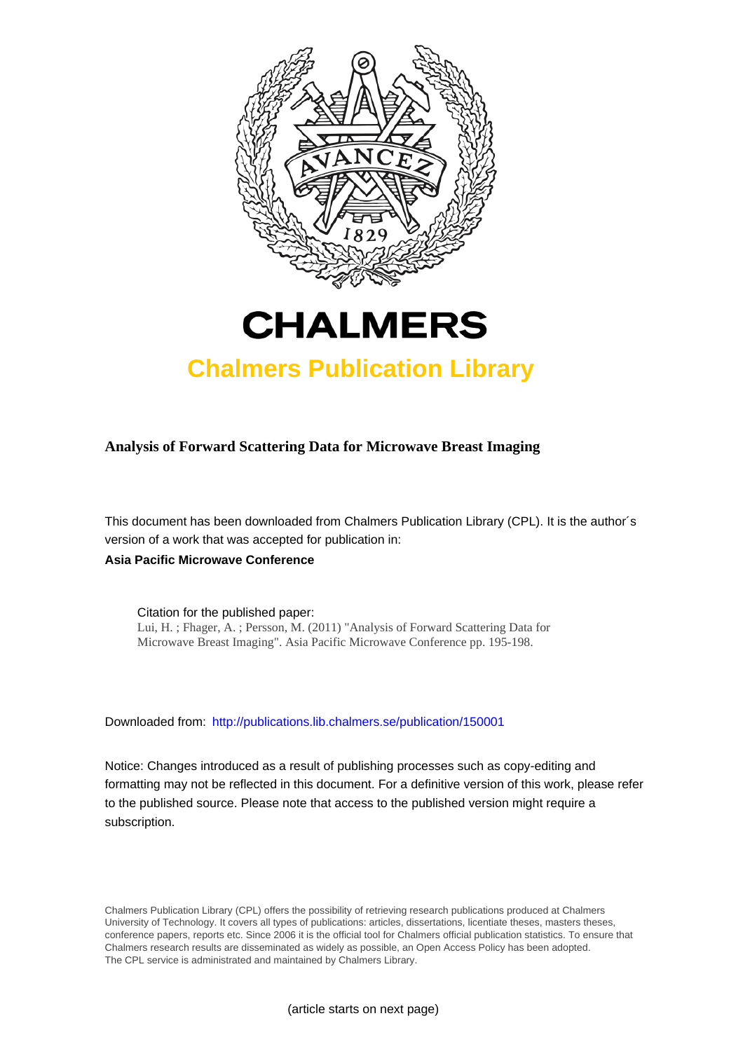# CHALMERS

## Chalmers Publication Library

**Analysis of Forward Scattering Data for Microwave Breast Imaging**

This document has been downloaded from Chalmers Publication Library (CPL). It is the author´s version of a work that was accepted for publication in:

**Asia Pacific Microwave Conference**

Citation for the published paper:
Lui, H. ; Fhager, A. ; Persson, M. (2011) "Analysis of Forward Scattering Data for Microwave Breast Imaging". Asia Pacific Microwave Conference pp. 195-198.

Downloaded from: http://publications.lib.chalmers.se/publication/150001

Notice: Changes introduced as a result of publishing processes such as copy-editing and formatting may not be reflected in this document. For a definitive version of this work, please refer to the published source. Please note that access to the published version might require a subscription.

Chalmers Publication Library (CPL) offers the possibility of retrieving research publications produced at Chalmers University of Technology. It covers all types of publications: articles, dissertations, licentiate theses, masters theses, conference papers, reports etc. Since 2006 it is the official tool for Chalmers official publication statistics. To ensure that Chalmers research results are disseminated as widely as possible, an Open Access Policy has been adopted. The CPL service is administrated and maintained by Chalmers Library.

(article starts on next page)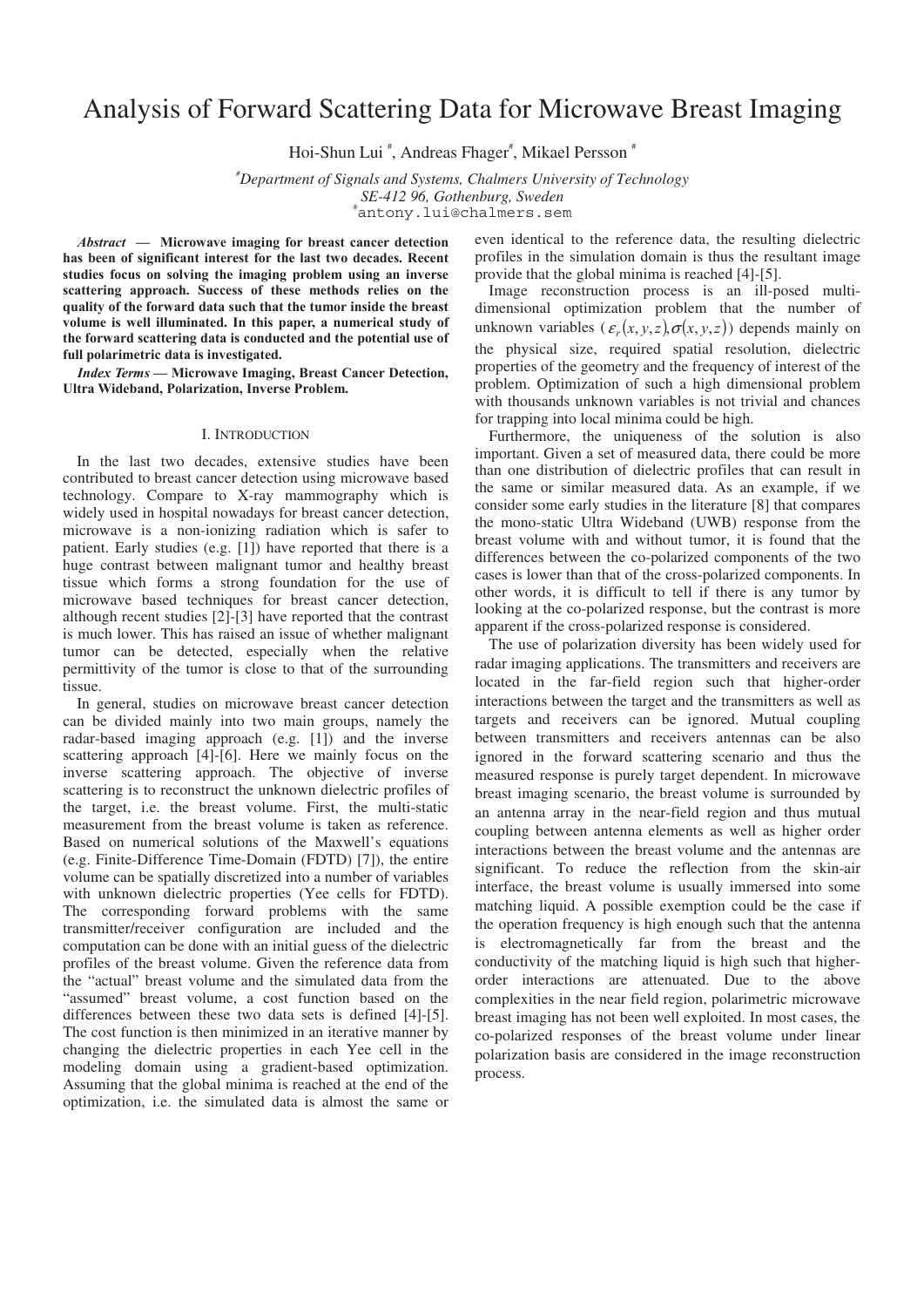# Analysis of Forward Scattering Data for Microwave Breast Imaging

Hoi-Shun Lui [#], Andreas Fhager[#], Mikael Persson [#]

[#] *Department of Signals and Systems, Chalmers University of Technology*
*SE-412 96, Gothenburg, Sweden*
[#] antony.lui@chalmers.sem

***Abstract*** **— Microwave imaging for breast cancer detection has been of significant interest for the last two decades. Recent studies focus on solving the imaging problem using an inverse scattering approach. Success of these methods relies on the quality of the forward data such that the tumor inside the breast volume is well illuminated. In this paper, a numerical study of the forward scattering data is conducted and the potential use of full polarimetric data is investigated.**

***Index Terms*** **— Microwave Imaging, Breast Cancer Detection, Ultra Wideband, Polarization, Inverse Problem.**

## I. Introduction

In the last two decades, extensive studies have been contributed to breast cancer detection using microwave based technology. Compare to X-ray mammography which is widely used in hospital nowadays for breast cancer detection, microwave is a non-ionizing radiation which is safer to patient. Early studies (e.g. [1]) have reported that there is a huge contrast between malignant tumor and healthy breast tissue which forms a strong foundation for the use of microwave based techniques for breast cancer detection, although recent studies [2]-[3] have reported that the contrast is much lower. This has raised an issue of whether malignant tumor can be detected, especially when the relative permittivity of the tumor is close to that of the surrounding tissue.

In general, studies on microwave breast cancer detection can be divided mainly into two main groups, namely the radar-based imaging approach (e.g. [1]) and the inverse scattering approach [4]-[6]. Here we mainly focus on the inverse scattering approach. The objective of inverse scattering is to reconstruct the unknown dielectric profiles of the target, i.e. the breast volume. First, the multi-static measurement from the breast volume is taken as reference. Based on numerical solutions of the Maxwell's equations (e.g. Finite-Difference Time-Domain (FDTD) [7]), the entire volume can be spatially discretized into a number of variables with unknown dielectric properties (Yee cells for FDTD). The corresponding forward problems with the same transmitter/receiver configuration are included and the computation can be done with an initial guess of the dielectric profiles of the breast volume. Given the reference data from the "actual" breast volume and the simulated data from the "assumed" breast volume, a cost function based on the differences between these two data sets is defined [4]-[5]. The cost function is then minimized in an iterative manner by changing the dielectric properties in each Yee cell in the modeling domain using a gradient-based optimization. Assuming that the global minima is reached at the end of the optimization, i.e. the simulated data is almost the same or even identical to the reference data, the resulting dielectric profiles in the simulation domain is thus the resultant image provide that the global minima is reached [4]-[5].

Image reconstruction process is an ill-posed multi-dimensional optimization problem that the number of unknown variables ($\varepsilon_r(x,y,z), \sigma(x,y,z)$) depends mainly on the physical size, required spatial resolution, dielectric properties of the geometry and the frequency of interest of the problem. Optimization of such a high dimensional problem with thousands unknown variables is not trivial and chances for trapping into local minima could be high.

Furthermore, the uniqueness of the solution is also important. Given a set of measured data, there could be more than one distribution of dielectric profiles that can result in the same or similar measured data. As an example, if we consider some early studies in the literature [8] that compares the mono-static Ultra Wideband (UWB) response from the breast volume with and without tumor, it is found that the differences between the co-polarized components of the two cases is lower than that of the cross-polarized components. In other words, it is difficult to tell if there is any tumor by looking at the co-polarized response, but the contrast is more apparent if the cross-polarized response is considered.

The use of polarization diversity has been widely used for radar imaging applications. The transmitters and receivers are located in the far-field region such that higher-order interactions between the target and the transmitters as well as targets and receivers can be ignored. Mutual coupling between transmitters and receivers antennas can be also ignored in the forward scattering scenario and thus the measured response is purely target dependent. In microwave breast imaging scenario, the breast volume is surrounded by an antenna array in the near-field region and thus mutual coupling between antenna elements as well as higher order interactions between the breast volume and the antennas are significant. To reduce the reflection from the skin-air interface, the breast volume is usually immersed into some matching liquid. A possible exemption could be the case if the operation frequency is high enough such that the antenna is electromagnetically far from the breast and the conductivity of the matching liquid is high such that higher-order interactions are attenuated. Due to the above complexities in the near field region, polarimetric microwave breast imaging has not been well exploited. In most cases, the co-polarized responses of the breast volume under linear polarization basis are considered in the image reconstruction process.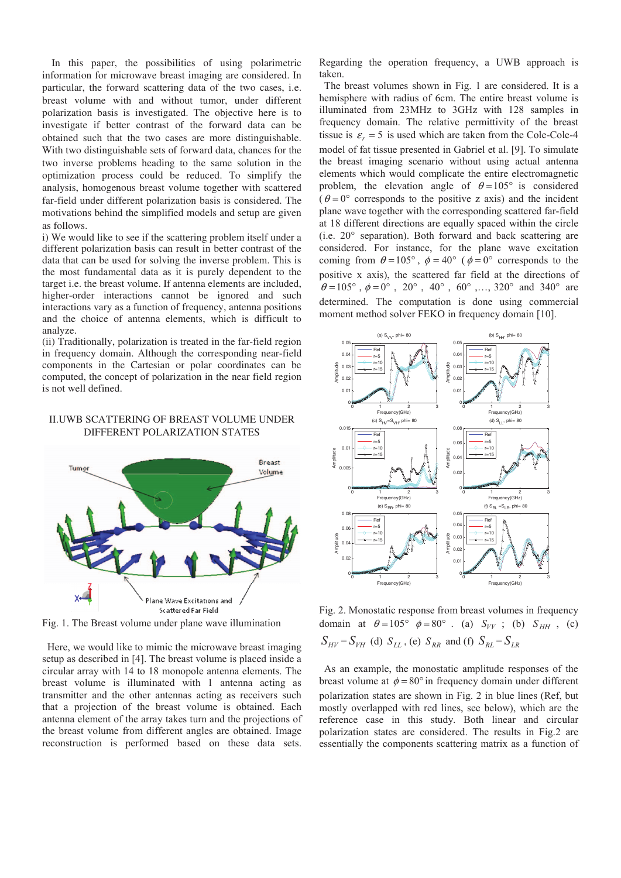In this paper, the possibilities of using polarimetric information for microwave breast imaging are considered. In particular, the forward scattering data of the two cases, i.e. breast volume with and without tumor, under different polarization basis is investigated. The objective here is to investigate if better contrast of the forward data can be obtained such that the two cases are more distinguishable. With two distinguishable sets of forward data, chances for the two inverse problems heading to the same solution in the optimization process could be reduced. To simplify the analysis, homogenous breast volume together with scattered far-field under different polarization basis is considered. The motivations behind the simplified models and setup are given as follows.

i) We would like to see if the scattering problem itself under a different polarization basis can result in better contrast of the data that can be used for solving the inverse problem. This is the most fundamental data as it is purely dependent to the target i.e. the breast volume. If antenna elements are included, higher-order interactions cannot be ignored and such interactions vary as a function of frequency, antenna positions and the choice of antenna elements, which is difficult to analyze.

(ii) Traditionally, polarization is treated in the far-field region in frequency domain. Although the corresponding near-field components in the Cartesian or polar coordinates can be computed, the concept of polarization in the near field region is not well defined.

## II. UWB SCATTERING OF BREAST VOLUME UNDER DIFFERENT POLARIZATION STATES

Fig. 1. The Breast volume under plane wave illumination

Here, we would like to mimic the microwave breast imaging setup as described in [4]. The breast volume is placed inside a circular array with 14 to 18 monopole antenna elements. The breast volume is illuminated with 1 antenna acting as transmitter and the other antennas acting as receivers such that a projection of the breast volume is obtained. Each antenna element of the array takes turn and the projections of the breast volume from different angles are obtained. Image reconstruction is performed based on these data sets. Regarding the operation frequency, a UWB approach is taken.

The breast volumes shown in Fig. 1 are considered. It is a hemisphere with radius of 6cm. The entire breast volume is illuminated from 23MHz to 3GHz with 128 samples in frequency domain. The relative permittivity of the breast tissue is $\varepsilon_r = 5$ is used which are taken from the Cole-Cole-4 model of fat tissue presented in Gabriel et al. [9]. To simulate the breast imaging scenario without using actual antenna elements which would complicate the entire electromagnetic problem, the elevation angle of $\theta = 105°$ is considered ($\theta = 0°$ corresponds to the positive z axis) and the incident plane wave together with the corresponding scattered far-field at 18 different directions are equally spaced within the circle (i.e. 20° separation). Both forward and back scattering are considered. For instance, for the plane wave excitation coming from $\theta = 105°$, $\phi = 40°$ ($\phi = 0°$ corresponds to the positive x axis), the scattered far field at the directions of $\theta = 105°$, $\phi = 0°$, 20°, 40°, 60°, ..., 320° and 340° are determined. The computation is done using commercial moment method solver FEKO in frequency domain [10].

Fig. 2. Monostatic response from breast volumes in frequency domain at $\theta = 105°$ $\phi = 80°$. (a) $S_{VV}$; (b) $S_{HH}$, (c) $S_{HV} = S_{VH}$ (d) $S_{LL}$, (e) $S_{RR}$ and (f) $S_{RL} = S_{LR}$

As an example, the monostatic amplitude responses of the breast volume at $\phi = 80°$ in frequency domain under different polarization states are shown in Fig. 2 in blue lines (Ref, but mostly overlapped with red lines, see below), which are the reference case in this study. Both linear and circular polarization states are considered. The results in Fig.2 are essentially the components scattering matrix as a function of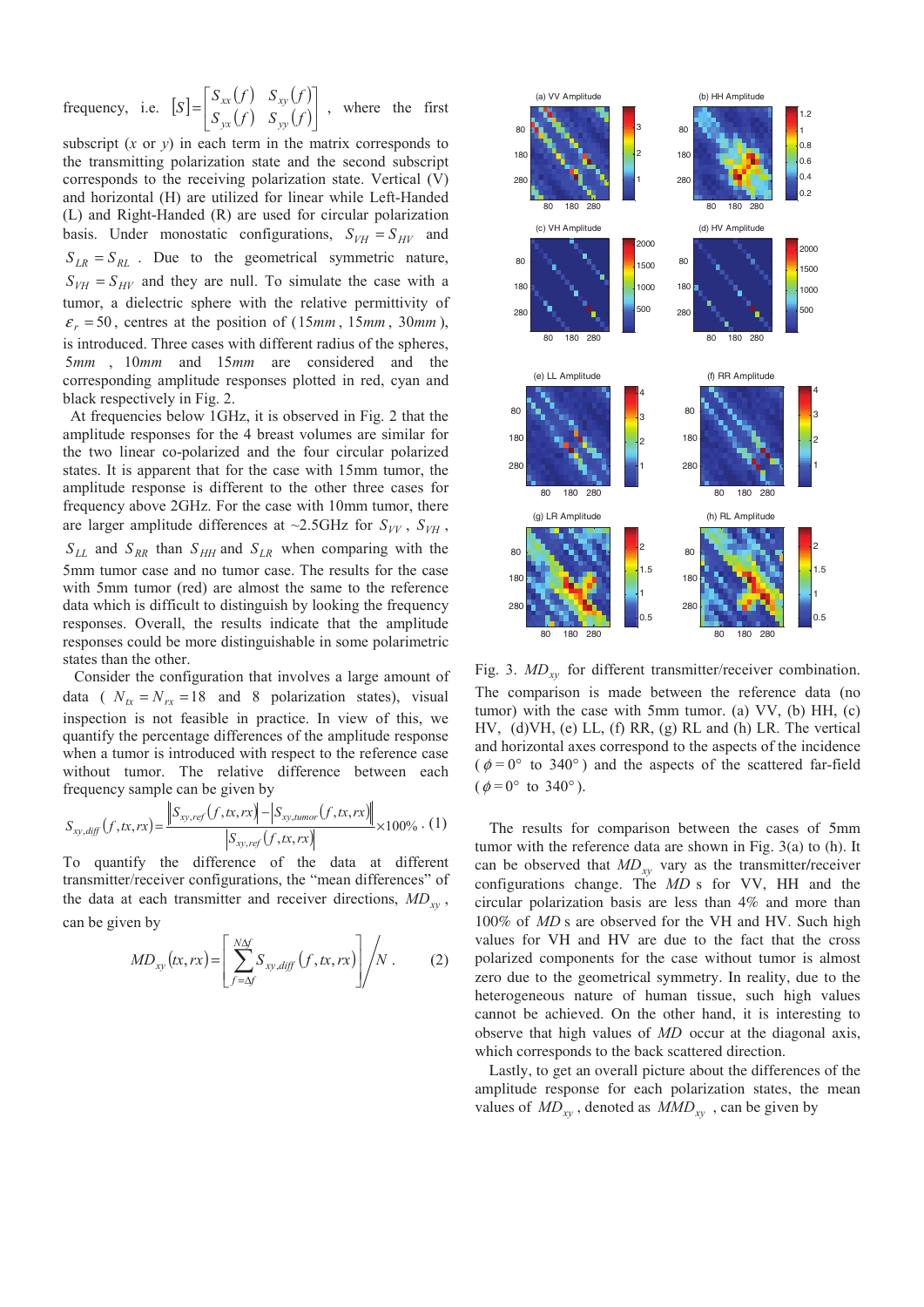frequency, i.e. $[S]=\begin{bmatrix} S_{xx}(f) & S_{xy}(f) \\ S_{yx}(f) & S_{yy}(f) \end{bmatrix}$, where the first subscript ($x$ or $y$) in each term in the matrix corresponds to the transmitting polarization state and the second subscript corresponds to the receiving polarization state. Vertical (V) and horizontal (H) are utilized for linear while Left-Handed (L) and Right-Handed (R) are used for circular polarization basis. Under monostatic configurations, $S_{VH} = S_{HV}$ and $S_{LR} = S_{RL}$. Due to the geometrical symmetric nature, $S_{VH} = S_{HV}$ and they are null. To simulate the case with a tumor, a dielectric sphere with the relative permittivity of $\varepsilon_r = 50$, centres at the position of ($15mm$, $15mm$, $30mm$), is introduced. Three cases with different radius of the spheres, $5mm$, $10mm$ and $15mm$ are considered and the corresponding amplitude responses plotted in red, cyan and black respectively in Fig. 2.

At frequencies below 1GHz, it is observed in Fig. 2 that the amplitude responses for the 4 breast volumes are similar for the two linear co-polarized and the four circular polarized states. It is apparent that for the case with 15mm tumor, the amplitude response is different to the other three cases for frequency above 2GHz. For the case with 10mm tumor, there are larger amplitude differences at ~2.5GHz for $S_{VV}$, $S_{VH}$, $S_{LL}$ and $S_{RR}$ than $S_{HH}$ and $S_{LR}$ when comparing with the 5mm tumor case and no tumor case. The results for the case with 5mm tumor (red) are almost the same to the reference data which is difficult to distinguish by looking the frequency responses. Overall, the results indicate that the amplitude responses could be more distinguishable in some polarimetric states than the other.

Consider the configuration that involves a large amount of data ( $N_{tx} = N_{rx} = 18$ and 8 polarization states), visual inspection is not feasible in practice. In view of this, we quantify the percentage differences of the amplitude response when a tumor is introduced with respect to the reference case without tumor. The relative difference between each frequency sample can be given by

$$S_{xy,diff}(f,tx,rx)=\frac{\left\| S_{xy,ref}(f,tx,rx) \right| - \left| S_{xy,tumor}(f,tx,rx) \right\|}{\left| S_{xy,ref}(f,tx,rx) \right|}\times 100\% . \quad (1)$$

To quantify the difference of the data at different transmitter/receiver configurations, the "mean differences" of the data at each transmitter and receiver directions, $MD_{xy}$, can be given by

$$MD_{xy}(tx,rx)=\left[\sum_{f=\Delta f}^{N\Delta f} S_{xy,diff}(f,tx,rx)\right]\Big/ N . \quad (2)$$

Fig. 3. $MD_{xy}$ for different transmitter/receiver combination. The comparison is made between the reference data (no tumor) with the case with 5mm tumor. (a) VV, (b) HH, (c) HV, (d)VH, (e) LL, (f) RR, (g) RL and (h) LR. The vertical and horizontal axes correspond to the aspects of the incidence ($\phi = 0°$ to $340°$) and the aspects of the scattered far-field ($\phi = 0°$ to $340°$).

The results for comparison between the cases of 5mm tumor with the reference data are shown in Fig. 3(a) to (h). It can be observed that $MD_{xy}$ vary as the transmitter/receiver configurations change. The $MD$ s for VV, HH and the circular polarization basis are less than 4% and more than 100% of $MD$ s are observed for the VH and HV. Such high values for VH and HV are due to the fact that the cross polarized components for the case without tumor is almost zero due to the geometrical symmetry. In reality, due to the heterogeneous nature of human tissue, such high values cannot be achieved. On the other hand, it is interesting to observe that high values of $MD$ occur at the diagonal axis, which corresponds to the back scattered direction.

Lastly, to get an overall picture about the differences of the amplitude response for each polarization states, the mean values of $MD_{xy}$, denoted as $MMD_{xy}$, can be given by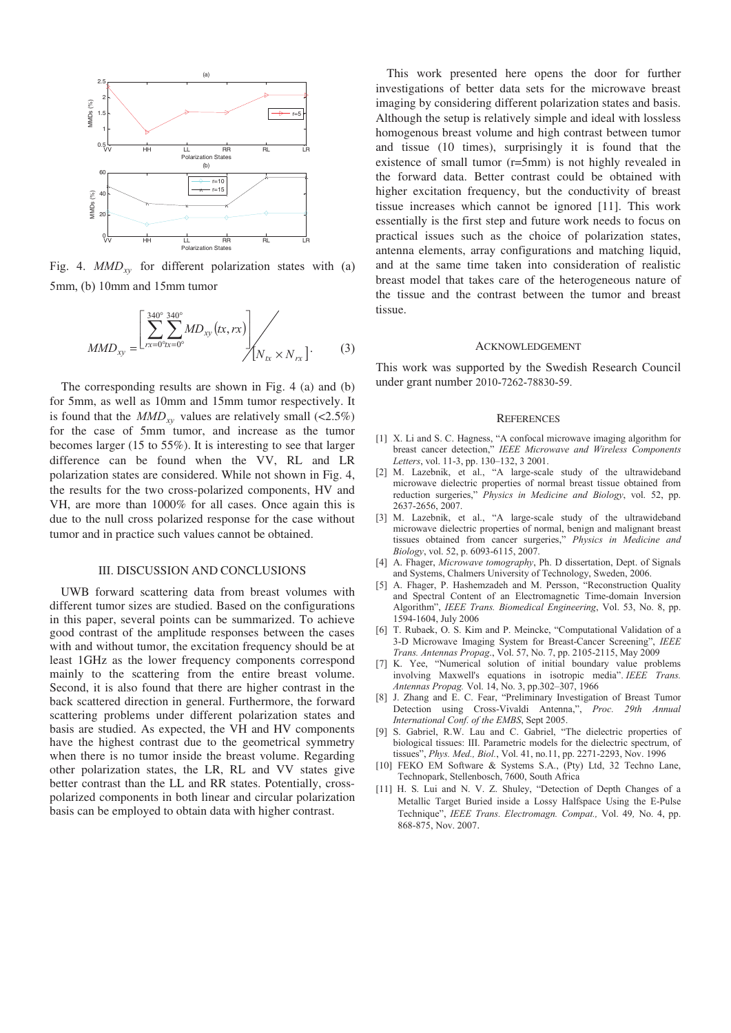(a)

2.5

2

1.5

1

0.5

MMDs (%)

VV HH LL RR RL LR

Polarization States

r=5

(b)

60

40

20

0

MMDs (%)

VV HH LL RR RL LR

Polarization States

r=10

r=15

Fig. 4. $MMD_{xy}$ for different polarization states with (a) 5mm, (b) 10mm and 15mm tumor

$$MMD_{xy} = \left[ \sum_{rx=0^\circ}^{340^\circ} \sum_{tx=0^\circ}^{340^\circ} MD_{xy}(tx, rx) \right] \bigg/ \left[ N_{tx} \times N_{rx} \right]. \qquad (3)$$

The corresponding results are shown in Fig. 4 (a) and (b) for 5mm, as well as 10mm and 15mm tumor respectively. It is found that the $MMD_{xy}$ values are relatively small (<2.5%) for the case of 5mm tumor, and increase as the tumor becomes larger (15 to 55%). It is interesting to see that larger difference can be found when the VV, RL and LR polarization states are considered. While not shown in Fig. 4, the results for the two cross-polarized components, HV and VH, are more than 1000% for all cases. Once again this is due to the null cross polarized response for the case without tumor and in practice such values cannot be obtained.

## III. DISCUSSION AND CONCLUSIONS

UWB forward scattering data from breast volumes with different tumor sizes are studied. Based on the configurations in this paper, several points can be summarized. To achieve good contrast of the amplitude responses between the cases with and without tumor, the excitation frequency should be at least 1GHz as the lower frequency components correspond mainly to the scattering from the entire breast volume. Second, it is also found that there are higher contrast in the back scattered direction in general. Furthermore, the forward scattering problems under different polarization states and basis are studied. As expected, the VH and HV components have the highest contrast due to the geometrical symmetry when there is no tumor inside the breast volume. Regarding other polarization states, the LR, RL and VV states give better contrast than the LL and RR states. Potentially, cross-polarized components in both linear and circular polarization basis can be employed to obtain data with higher contrast.

This work presented here opens the door for further investigations of better data sets for the microwave breast imaging by considering different polarization states and basis. Although the setup is relatively simple and ideal with lossless homogenous breast volume and high contrast between tumor and tissue (10 times), surprisingly it is found that the existence of small tumor (r=5mm) is not highly revealed in the forward data. Better contrast could be obtained with higher excitation frequency, but the conductivity of breast tissue increases which cannot be ignored [11]. This work essentially is the first step and future work needs to focus on practical issues such as the choice of polarization states, antenna elements, array configurations and matching liquid, and at the same time taken into consideration of realistic breast model that takes care of the heterogeneous nature of the tissue and the contrast between the tumor and breast tissue.

## ACKNOWLEDGEMENT

This work was supported by the Swedish Research Council under grant number 2010-7262-78830-59.

## REFERENCES

[1] X. Li and S. C. Hagness, "A confocal microwave imaging algorithm for breast cancer detection," *IEEE Microwave and Wireless Components Letters*, vol. 11-3, pp. 130–132, 3 2001.

[2] M. Lazebnik, et al., "A large-scale study of the ultrawideband microwave dielectric properties of normal breast tissue obtained from reduction surgeries," *Physics in Medicine and Biology*, vol. 52, pp. 2637-2656, 2007.

[3] M. Lazebnik, et al., "A large-scale study of the ultrawideband microwave dielectric properties of normal, benign and malignant breast tissues obtained from cancer surgeries," *Physics in Medicine and Biology*, vol. 52, p. 6093-6115, 2007.

[4] A. Fhager, *Microwave tomography*, Ph. D dissertation, Dept. of Signals and Systems, Chalmers University of Technology, Sweden, 2006.

[5] A. Fhager, P. Hashemzadeh and M. Persson, "Reconstruction Quality and Spectral Content of an Electromagnetic Time-domain Inversion Algorithm", *IEEE Trans. Biomedical Engineering*, Vol. 53, No. 8, pp. 1594-1604, July 2006

[6] T. Rubaek, O. S. Kim and P. Meincke, "Computational Validation of a 3-D Microwave Imaging System for Breast-Cancer Screening", *IEEE Trans. Antennas Propag.*, Vol. 57, No. 7, pp. 2105-2115, May 2009

[7] K. Yee, "Numerical solution of initial boundary value problems involving Maxwell's equations in isotropic media". *IEEE Trans. Antennas Propag.* Vol. 14, No. 3, pp.302–307, 1966

[8] J. Zhang and E. C. Fear, "Preliminary Investigation of Breast Tumor Detection using Cross-Vivaldi Antenna,", *Proc. 29th Annual International Conf. of the EMBS*, Sept 2005.

[9] S. Gabriel, R.W. Lau and C. Gabriel, "The dielectric properties of biological tissues: III. Parametric models for the dielectric spectrum, of tissues", *Phys. Med., Biol.*, Vol. 41, no.11, pp. 2271-2293, Nov. 1996

[10] FEKO EM Software & Systems S.A., (Pty) Ltd, 32 Techno Lane, Technopark, Stellenbosch, 7600, South Africa

[11] H. S. Lui and N. V. Z. Shuley, "Detection of Depth Changes of a Metallic Target Buried inside a Lossy Halfspace Using the E-Pulse Technique", *IEEE Trans. Electromagn. Compat.,* Vol. 49*,* No. 4, pp. 868-875, Nov. 2007.